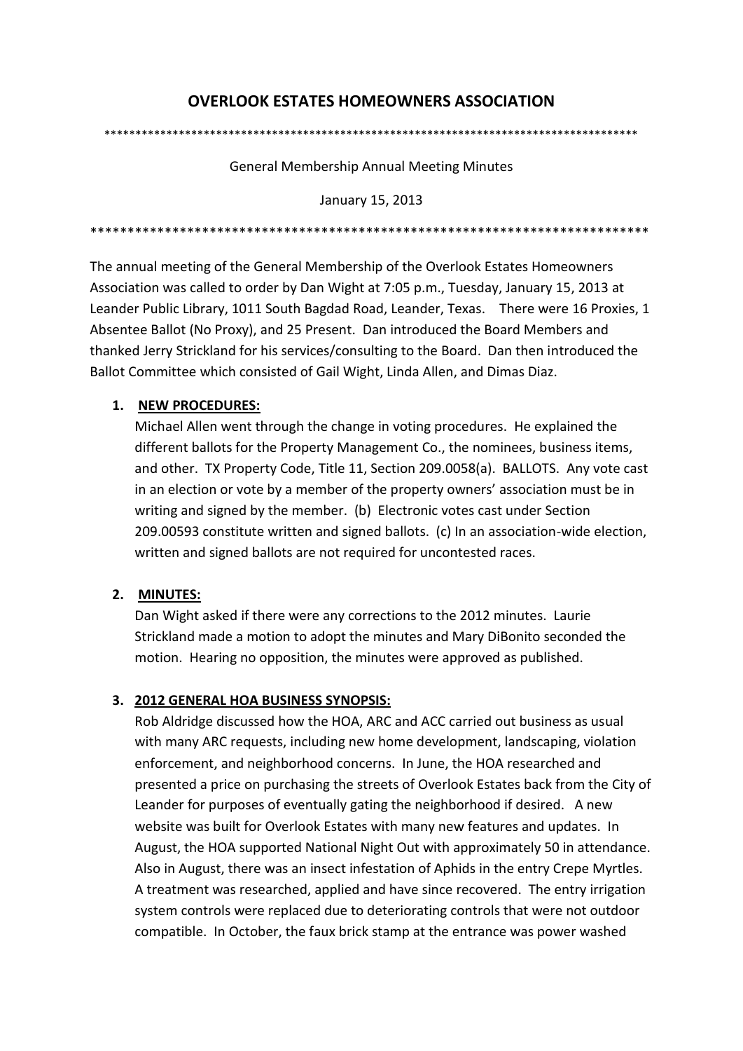# OVERLOOK ESTATES HOMEOWNERS ASSOCIATION

**************************************************************************************

General Membership Annual Meeting Minutes

January 15, 2013

**************************************************************************************

The annual meeting of the General Membership of the Overlook Estates Homeowners Association was called to order by Dan Wight at 7:05 p.m., Tuesday, January 15, 2013 at Leander Public Library, 1011 South Bagdad Road, Leander, Texas. There were 16 Proxies, 1 Absentee Ballot (No Proxy), and 25 Present. Dan introduced the Board Members and thanked Jerry Strickland for his services/consulting to the Board. Dan then introduced the Ballot Committee which consisted of Gail Wight, Linda Allen, and Dimas Diaz.

1. **NEW PROCEDURES:**
   Michael Allen went through the change in voting procedures. He explained the different ballots for the Property Management Co., the nominees, business items, and other. TX Property Code, Title 11, Section 209.0058(a). BALLOTS. Any vote cast in an election or vote by a member of the property owners' association must be in writing and signed by the member. (b) Electronic votes cast under Section 209.00593 constitute written and signed ballots. (c) In an association-wide election, written and signed ballots are not required for uncontested races.

2. **MINUTES:**
   Dan Wight asked if there were any corrections to the 2012 minutes. Laurie Strickland made a motion to adopt the minutes and Mary DiBonito seconded the motion. Hearing no opposition, the minutes were approved as published.

3. **2012 GENERAL HOA BUSINESS SYNOPSIS:**
   Rob Aldridge discussed how the HOA, ARC and ACC carried out business as usual with many ARC requests, including new home development, landscaping, violation enforcement, and neighborhood concerns. In June, the HOA researched and presented a price on purchasing the streets of Overlook Estates back from the City of Leander for purposes of eventually gating the neighborhood if desired. A new website was built for Overlook Estates with many new features and updates. In August, the HOA supported National Night Out with approximately 50 in attendance. Also in August, there was an insect infestation of Aphids in the entry Crepe Myrtles. A treatment was researched, applied and have since recovered. The entry irrigation system controls were replaced due to deteriorating controls that were not outdoor compatible. In October, the faux brick stamp at the entrance was power washed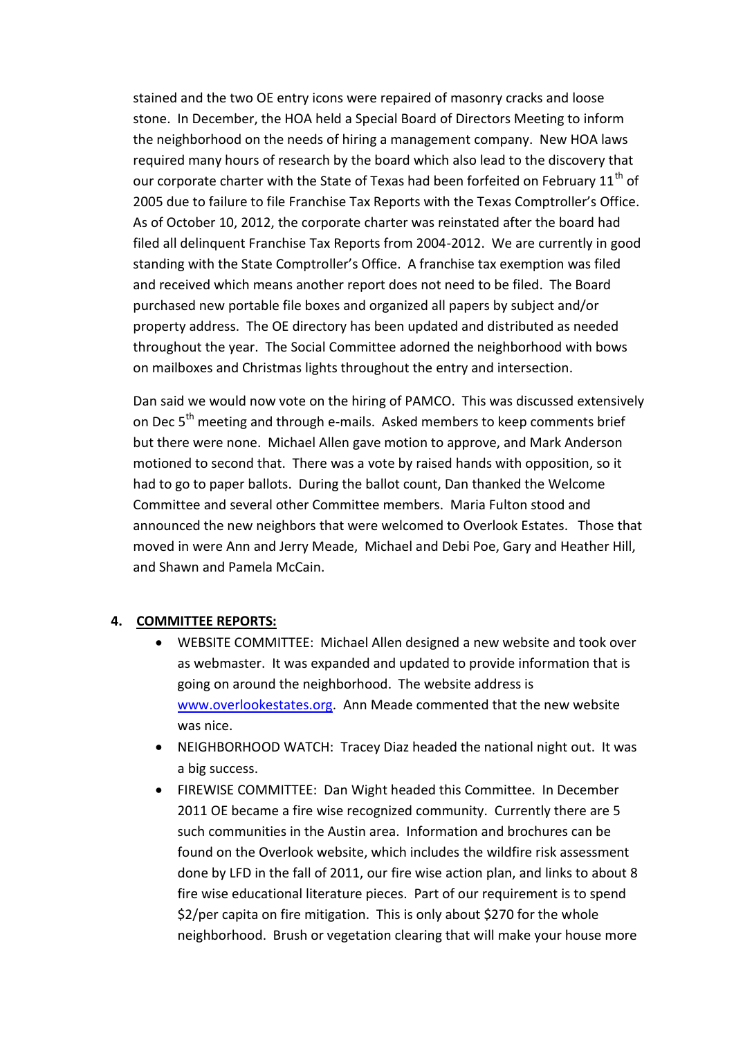stained and the two OE entry icons were repaired of masonry cracks and loose stone. In December, the HOA held a Special Board of Directors Meeting to inform the neighborhood on the needs of hiring a management company. New HOA laws required many hours of research by the board which also lead to the discovery that our corporate charter with the State of Texas had been forfeited on February 11th of 2005 due to failure to file Franchise Tax Reports with the Texas Comptroller's Office. As of October 10, 2012, the corporate charter was reinstated after the board had filed all delinquent Franchise Tax Reports from 2004-2012. We are currently in good standing with the State Comptroller's Office. A franchise tax exemption was filed and received which means another report does not need to be filed. The Board purchased new portable file boxes and organized all papers by subject and/or property address. The OE directory has been updated and distributed as needed throughout the year. The Social Committee adorned the neighborhood with bows on mailboxes and Christmas lights throughout the entry and intersection.

Dan said we would now vote on the hiring of PAMCO. This was discussed extensively on Dec 5th meeting and through e-mails. Asked members to keep comments brief but there were none. Michael Allen gave motion to approve, and Mark Anderson motioned to second that. There was a vote by raised hands with opposition, so it had to go to paper ballots. During the ballot count, Dan thanked the Welcome Committee and several other Committee members. Maria Fulton stood and announced the new neighbors that were welcomed to Overlook Estates. Those that moved in were Ann and Jerry Meade, Michael and Debi Poe, Gary and Heather Hill, and Shawn and Pamela McCain.

4. **COMMITTEE REPORTS:**

- WEBSITE COMMITTEE: Michael Allen designed a new website and took over as webmaster. It was expanded and updated to provide information that is going on around the neighborhood. The website address is www.overlookestates.org. Ann Meade commented that the new website was nice.
- NEIGHBORHOOD WATCH: Tracey Diaz headed the national night out. It was a big success.
- FIREWISE COMMITTEE: Dan Wight headed this Committee. In December 2011 OE became a fire wise recognized community. Currently there are 5 such communities in the Austin area. Information and brochures can be found on the Overlook website, which includes the wildfire risk assessment done by LFD in the fall of 2011, our fire wise action plan, and links to about 8 fire wise educational literature pieces. Part of our requirement is to spend $2/per capita on fire mitigation. This is only about $270 for the whole neighborhood. Brush or vegetation clearing that will make your house more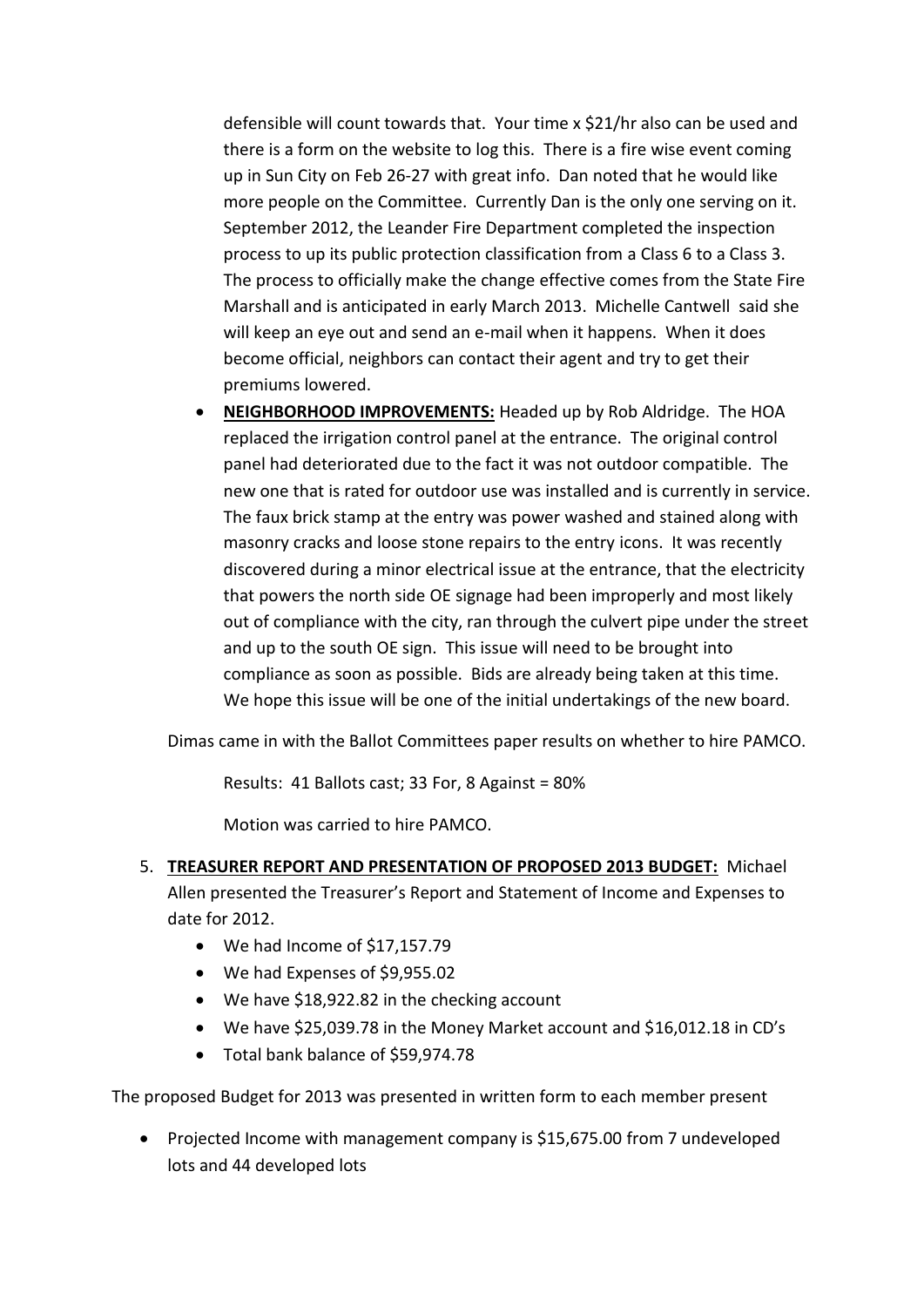defensible will count towards that. Your time x $21/hr also can be used and there is a form on the website to log this. There is a fire wise event coming up in Sun City on Feb 26-27 with great info. Dan noted that he would like more people on the Committee. Currently Dan is the only one serving on it. September 2012, the Leander Fire Department completed the inspection process to up its public protection classification from a Class 6 to a Class 3. The process to officially make the change effective comes from the State Fire Marshall and is anticipated in early March 2013. Michelle Cantwell said she will keep an eye out and send an e-mail when it happens. When it does become official, neighbors can contact their agent and try to get their premiums lowered.

- **NEIGHBORHOOD IMPROVEMENTS:** Headed up by Rob Aldridge. The HOA replaced the irrigation control panel at the entrance. The original control panel had deteriorated due to the fact it was not outdoor compatible. The new one that is rated for outdoor use was installed and is currently in service. The faux brick stamp at the entry was power washed and stained along with masonry cracks and loose stone repairs to the entry icons. It was recently discovered during a minor electrical issue at the entrance, that the electricity that powers the north side OE signage had been improperly and most likely out of compliance with the city, ran through the culvert pipe under the street and up to the south OE sign. This issue will need to be brought into compliance as soon as possible. Bids are already being taken at this time. We hope this issue will be one of the initial undertakings of the new board.

Dimas came in with the Ballot Committees paper results on whether to hire PAMCO.

Results: 41 Ballots cast; 33 For, 8 Against = 80%

Motion was carried to hire PAMCO.

5. **TREASURER REPORT AND PRESENTATION OF PROPOSED 2013 BUDGET:** Michael Allen presented the Treasurer's Report and Statement of Income and Expenses to date for 2012.
   - We had Income of $17,157.79
   - We had Expenses of $9,955.02
   - We have $18,922.82 in the checking account
   - We have $25,039.78 in the Money Market account and $16,012.18 in CD's
   - Total bank balance of $59,974.78

The proposed Budget for 2013 was presented in written form to each member present

- Projected Income with management company is $15,675.00 from 7 undeveloped lots and 44 developed lots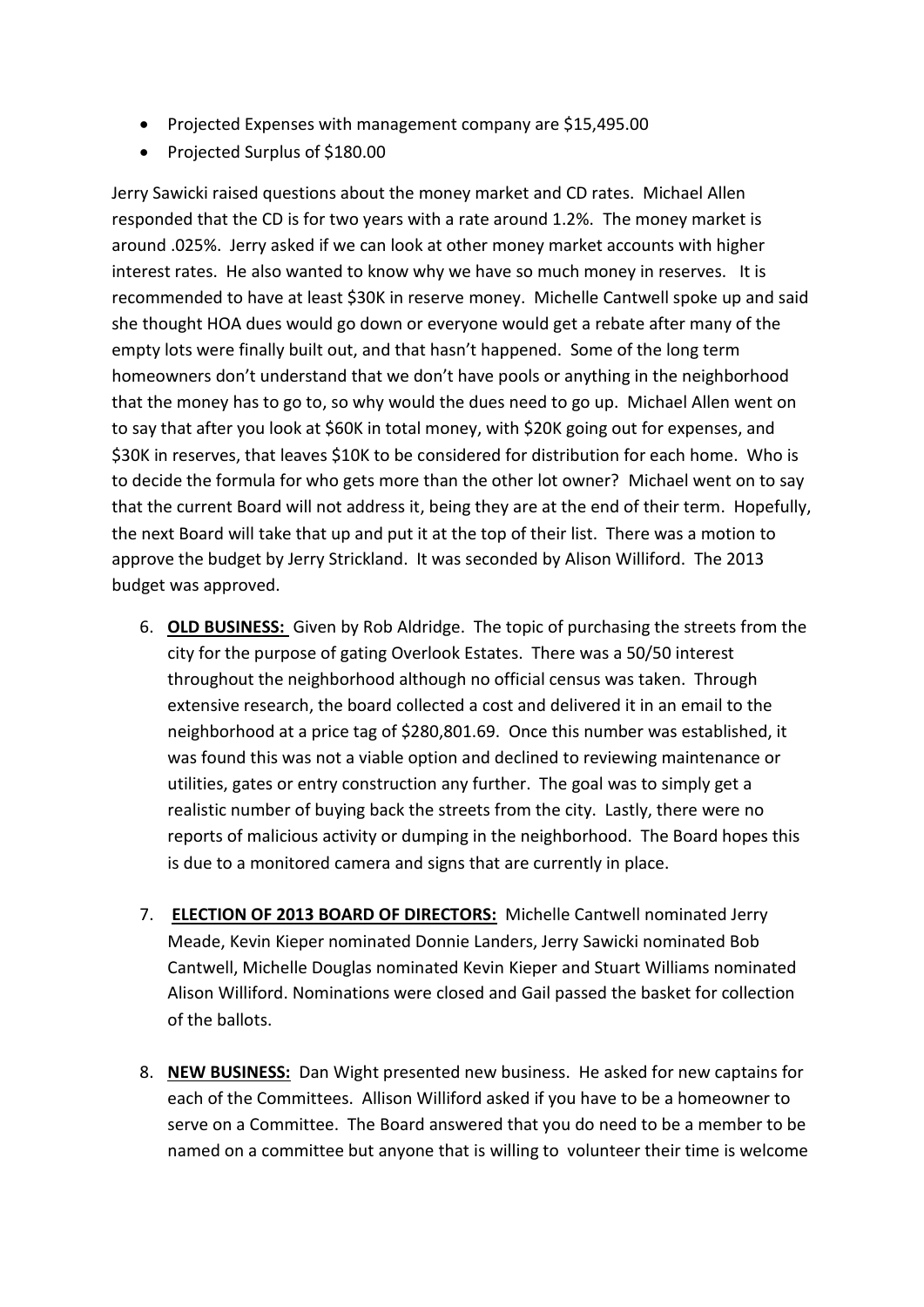- Projected Expenses with management company are $15,495.00
- Projected Surplus of $180.00

Jerry Sawicki raised questions about the money market and CD rates. Michael Allen responded that the CD is for two years with a rate around 1.2%. The money market is around .025%. Jerry asked if we can look at other money market accounts with higher interest rates. He also wanted to know why we have so much money in reserves. It is recommended to have at least $30K in reserve money. Michelle Cantwell spoke up and said she thought HOA dues would go down or everyone would get a rebate after many of the empty lots were finally built out, and that hasn't happened. Some of the long term homeowners don't understand that we don't have pools or anything in the neighborhood that the money has to go to, so why would the dues need to go up. Michael Allen went on to say that after you look at $60K in total money, with $20K going out for expenses, and $30K in reserves, that leaves $10K to be considered for distribution for each home. Who is to decide the formula for who gets more than the other lot owner? Michael went on to say that the current Board will not address it, being they are at the end of their term. Hopefully, the next Board will take that up and put it at the top of their list. There was a motion to approve the budget by Jerry Strickland. It was seconded by Alison Williford. The 2013 budget was approved.

6. **OLD BUSINESS:** Given by Rob Aldridge. The topic of purchasing the streets from the city for the purpose of gating Overlook Estates. There was a 50/50 interest throughout the neighborhood although no official census was taken. Through extensive research, the board collected a cost and delivered it in an email to the neighborhood at a price tag of $280,801.69. Once this number was established, it was found this was not a viable option and declined to reviewing maintenance or utilities, gates or entry construction any further. The goal was to simply get a realistic number of buying back the streets from the city. Lastly, there were no reports of malicious activity or dumping in the neighborhood. The Board hopes this is due to a monitored camera and signs that are currently in place.

7. **ELECTION OF 2013 BOARD OF DIRECTORS:** Michelle Cantwell nominated Jerry Meade, Kevin Kieper nominated Donnie Landers, Jerry Sawicki nominated Bob Cantwell, Michelle Douglas nominated Kevin Kieper and Stuart Williams nominated Alison Williford. Nominations were closed and Gail passed the basket for collection of the ballots.

8. **NEW BUSINESS:** Dan Wight presented new business. He asked for new captains for each of the Committees. Allison Williford asked if you have to be a homeowner to serve on a Committee. The Board answered that you do need to be a member to be named on a committee but anyone that is willing to volunteer their time is welcome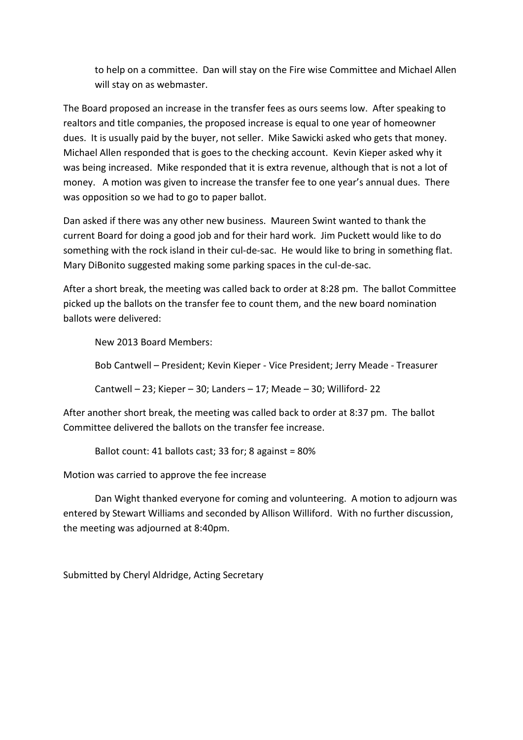to help on a committee. Dan will stay on the Fire wise Committee and Michael Allen will stay on as webmaster.

The Board proposed an increase in the transfer fees as ours seems low. After speaking to realtors and title companies, the proposed increase is equal to one year of homeowner dues. It is usually paid by the buyer, not seller. Mike Sawicki asked who gets that money. Michael Allen responded that is goes to the checking account. Kevin Kieper asked why it was being increased. Mike responded that it is extra revenue, although that is not a lot of money. A motion was given to increase the transfer fee to one year's annual dues. There was opposition so we had to go to paper ballot.

Dan asked if there was any other new business. Maureen Swint wanted to thank the current Board for doing a good job and for their hard work. Jim Puckett would like to do something with the rock island in their cul-de-sac. He would like to bring in something flat. Mary DiBonito suggested making some parking spaces in the cul-de-sac.

After a short break, the meeting was called back to order at 8:28 pm. The ballot Committee picked up the ballots on the transfer fee to count them, and the new board nomination ballots were delivered:

New 2013 Board Members:

Bob Cantwell – President; Kevin Kieper - Vice President; Jerry Meade - Treasurer

Cantwell – 23; Kieper – 30; Landers – 17; Meade – 30; Williford- 22

After another short break, the meeting was called back to order at 8:37 pm. The ballot Committee delivered the ballots on the transfer fee increase.

Ballot count: 41 ballots cast; 33 for; 8 against = 80%

Motion was carried to approve the fee increase

Dan Wight thanked everyone for coming and volunteering. A motion to adjourn was entered by Stewart Williams and seconded by Allison Williford. With no further discussion, the meeting was adjourned at 8:40pm.

Submitted by Cheryl Aldridge, Acting Secretary